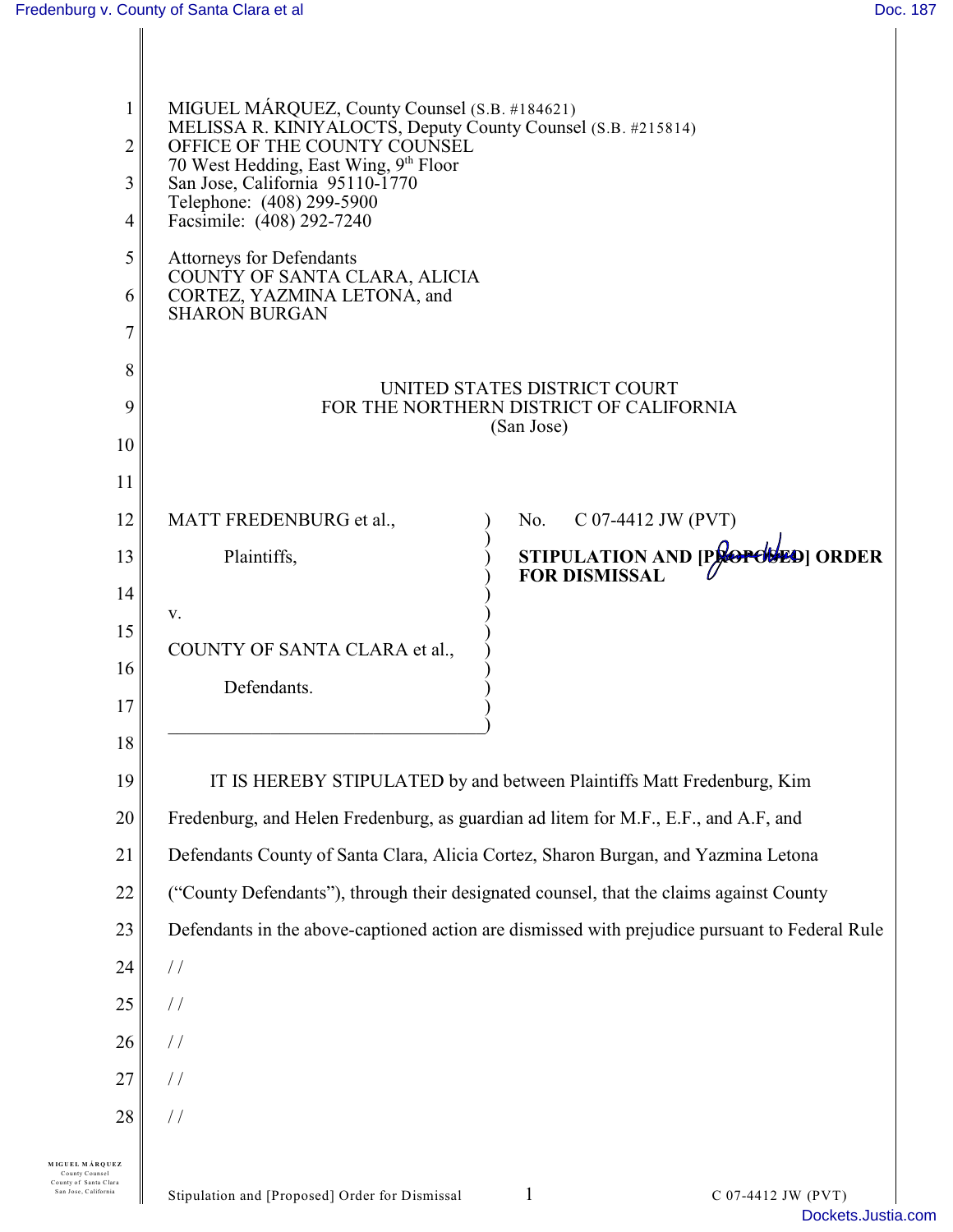MIGUEL MÁRQUEZ, County Counsel (S.B. #184621)
MELISSA R. KINIYALOCTS, Deputy County Counsel (S.B. #215814)
OFFICE OF THE COUNTY COUNSEL
70 West Hedding, East Wing, 9th Floor
San Jose, California 95110-1770
Telephone: (408) 299-5900
Facsimile: (408) 292-7240

Attorneys for Defendants
COUNTY OF SANTA CLARA, ALICIA
CORTEZ, YAZMINA LETONA, and
SHARON BURGAN

UNITED STATES DISTRICT COURT
FOR THE NORTHERN DISTRICT OF CALIFORNIA
(San Jose)

MATT FREDENBURG et al.,

Plaintiffs,

v.

COUNTY OF SANTA CLARA et al.,

Defendants.

No. C 07-4412 JW (PVT)

**STIPULATION AND [~~PROPOSED~~] ORDER FOR DISMISSAL**

IT IS HEREBY STIPULATED by and between Plaintiffs Matt Fredenburg, Kim Fredenburg, and Helen Fredenburg, as guardian ad litem for M.F., E.F., and A.F, and Defendants County of Santa Clara, Alicia Cortez, Sharon Burgan, and Yazmina Letona ("County Defendants"), through their designated counsel, that the claims against County Defendants in the above-captioned action are dismissed with prejudice pursuant to Federal Rule

/ /

/ /

/ /

/ /

/ /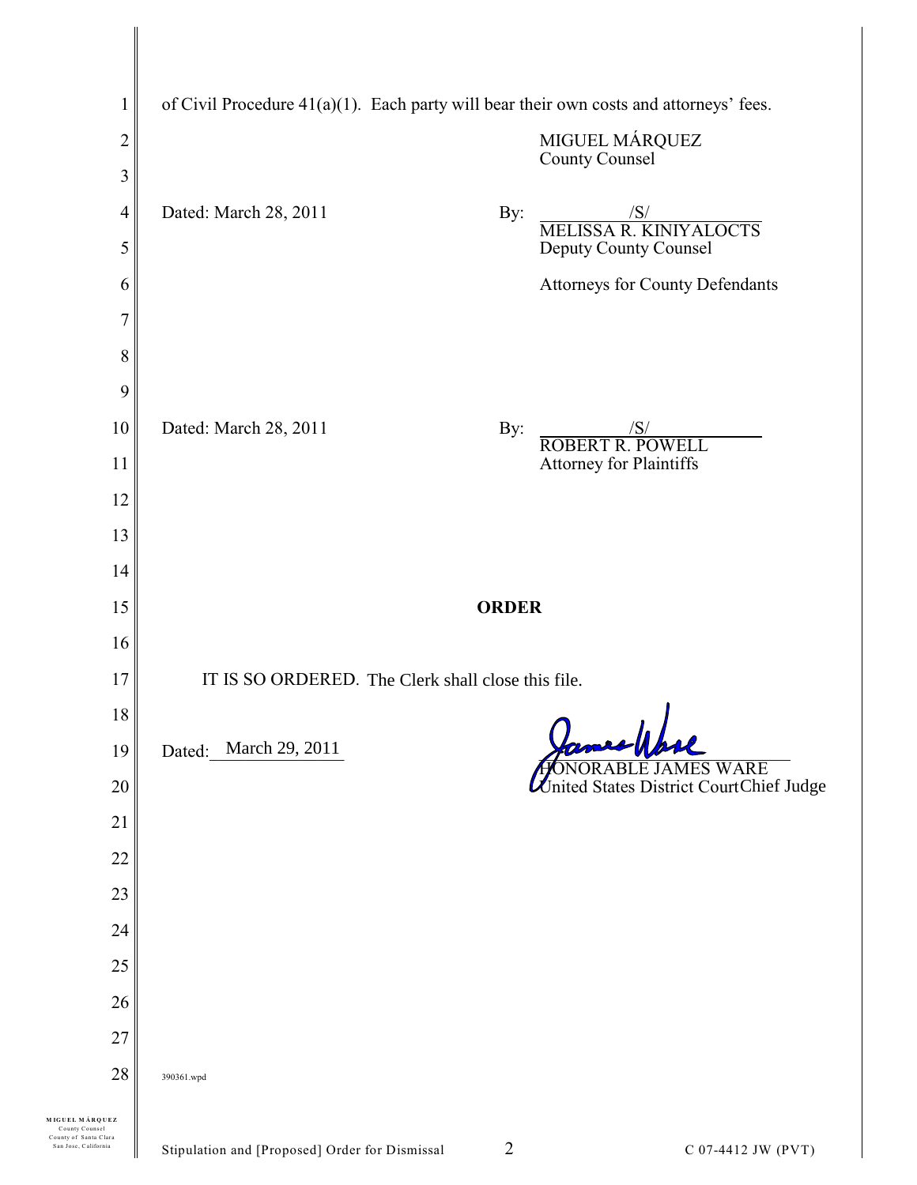of Civil Procedure 41(a)(1). Each party will bear their own costs and attorneys' fees.

MIGUEL MÁRQUEZ
County Counsel

Dated: March 28, 2011

By: /S/
MELISSA R. KINIYALOCTS
Deputy County Counsel

Attorneys for County Defendants

Dated: March 28, 2011

By: /S/
ROBERT R. POWELL
Attorney for Plaintiffs

**ORDER**

IT IS SO ORDERED. The Clerk shall close this file.

Dated: March 29, 2011

HONORABLE JAMES WARE
United States District Court Chief Judge

390361.wpd